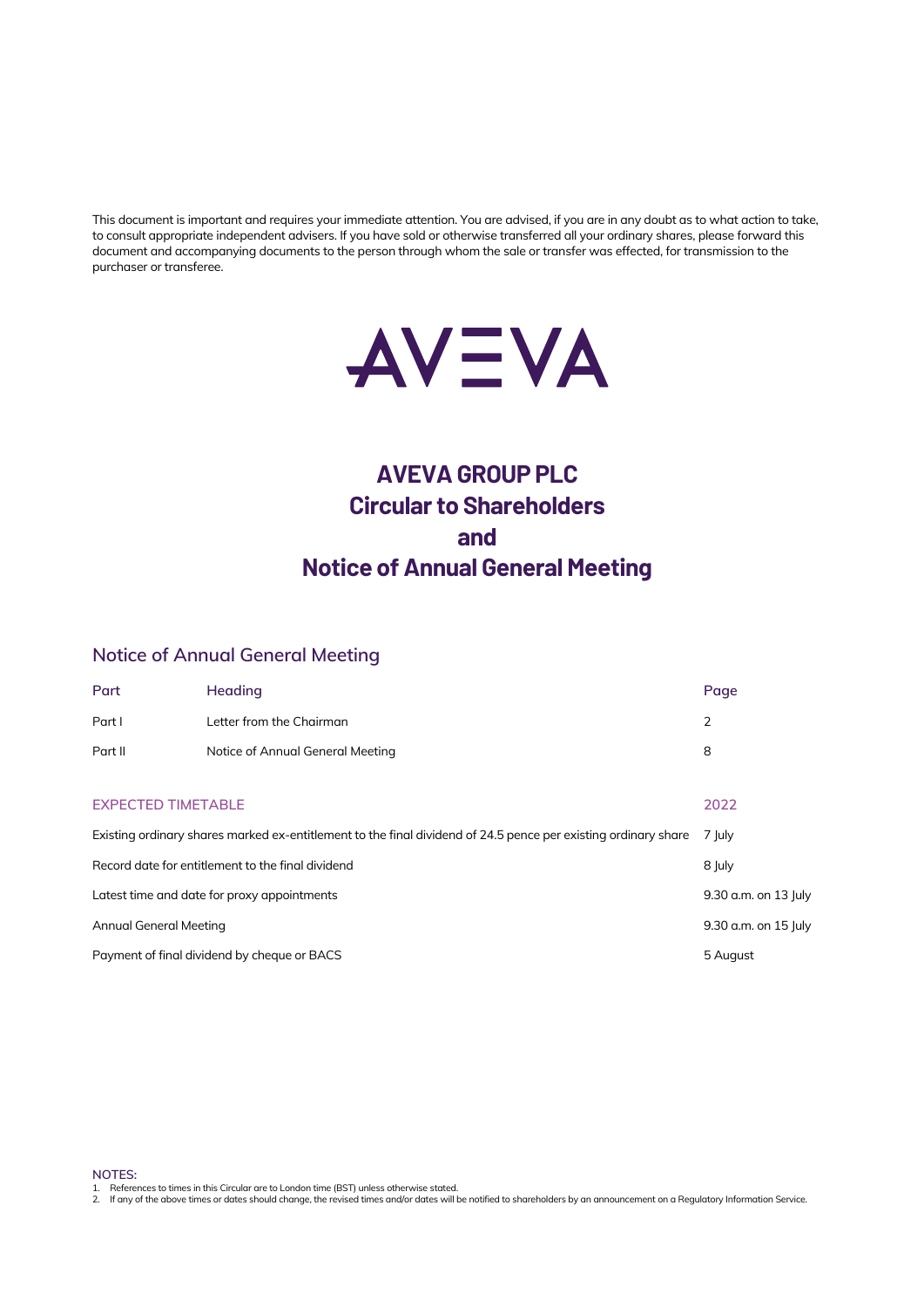This document is important and requires your immediate attention. You are advised, if you are in any doubt as to what action to take, to consult appropriate independent advisers. If you have sold or otherwise transferred all your ordinary shares, please forward this document and accompanying documents to the person through whom the sale or transfer was effected, for transmission to the purchaser or transferee.

AVEVA

# AVEVA GROUP PLC
# Circular to Shareholders
# and
# Notice of Annual General Meeting

## Notice of Annual General Meeting

| Part | Heading | Page |
| --- | --- | --- |
| Part I | Letter from the Chairman | 2 |
| Part II | Notice of Annual General Meeting | 8 |

| EXPECTED TIMETABLE | 2022 |
| --- | --- |
| Existing ordinary shares marked ex-entitlement to the final dividend of 24.5 pence per existing ordinary share | 7 July |
| Record date for entitlement to the final dividend | 8 July |
| Latest time and date for proxy appointments | 9.30 a.m. on 13 July |
| Annual General Meeting | 9.30 a.m. on 15 July |
| Payment of final dividend by cheque or BACS | 5 August |

**NOTES:**

1. References to times in this Circular are to London time (BST) unless otherwise stated.
2. If any of the above times or dates should change, the revised times and/or dates will be notified to shareholders by an announcement on a Regulatory Information Service.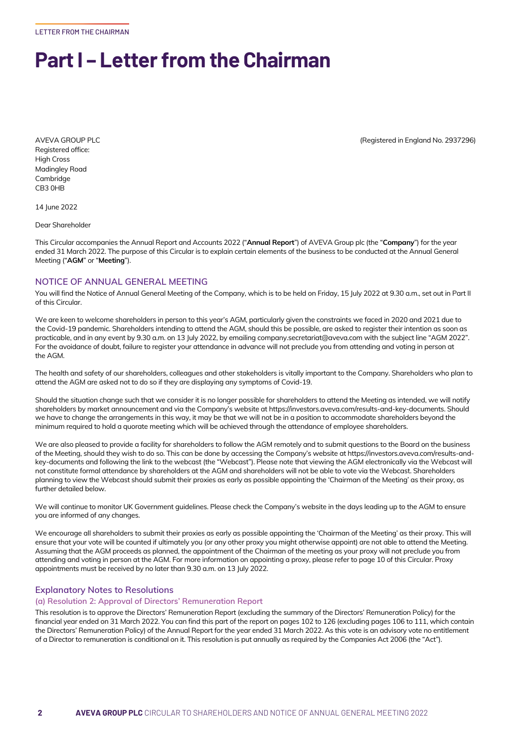# Part I – Letter from the Chairman

AVEVA GROUP PLC
Registered office:
High Cross
Madingley Road
Cambridge
CB3 0HB

(Registered in England No. 2937296)

14 June 2022

Dear Shareholder

This Circular accompanies the Annual Report and Accounts 2022 ("**Annual Report**") of AVEVA Group plc (the "**Company**") for the year ended 31 March 2022. The purpose of this Circular is to explain certain elements of the business to be conducted at the Annual General Meeting ("**AGM**" or "**Meeting**").

## NOTICE OF ANNUAL GENERAL MEETING

You will find the Notice of Annual General Meeting of the Company, which is to be held on Friday, 15 July 2022 at 9.30 a.m., set out in Part II of this Circular.

We are keen to welcome shareholders in person to this year's AGM, particularly given the constraints we faced in 2020 and 2021 due to the Covid-19 pandemic. Shareholders intending to attend the AGM, should this be possible, are asked to register their intention as soon as practicable, and in any event by 9.30 a.m. on 13 July 2022, by emailing company.secretariat@aveva.com with the subject line "AGM 2022". For the avoidance of doubt, failure to register your attendance in advance will not preclude you from attending and voting in person at the AGM.

The health and safety of our shareholders, colleagues and other stakeholders is vitally important to the Company. Shareholders who plan to attend the AGM are asked not to do so if they are displaying any symptoms of Covid-19.

Should the situation change such that we consider it is no longer possible for shareholders to attend the Meeting as intended, we will notify shareholders by market announcement and via the Company's website at https://investors.aveva.com/results-and-key-documents. Should we have to change the arrangements in this way, it may be that we will not be in a position to accommodate shareholders beyond the minimum required to hold a quorate meeting which will be achieved through the attendance of employee shareholders.

We are also pleased to provide a facility for shareholders to follow the AGM remotely and to submit questions to the Board on the business of the Meeting, should they wish to do so. This can be done by accessing the Company's website at https://investors.aveva.com/results-and-key-documents and following the link to the webcast (the "Webcast"). Please note that viewing the AGM electronically via the Webcast will not constitute formal attendance by shareholders at the AGM and shareholders will not be able to vote via the Webcast. Shareholders planning to view the Webcast should submit their proxies as early as possible appointing the 'Chairman of the Meeting' as their proxy, as further detailed below.

We will continue to monitor UK Government guidelines. Please check the Company's website in the days leading up to the AGM to ensure you are informed of any changes.

We encourage all shareholders to submit their proxies as early as possible appointing the 'Chairman of the Meeting' as their proxy. This will ensure that your vote will be counted if ultimately you (or any other proxy you might otherwise appoint) are not able to attend the Meeting. Assuming that the AGM proceeds as planned, the appointment of the Chairman of the meeting as your proxy will not preclude you from attending and voting in person at the AGM. For more information on appointing a proxy, please refer to page 10 of this Circular. Proxy appointments must be received by no later than 9.30 a.m. on 13 July 2022.

### Explanatory Notes to Resolutions

#### (a) Resolution 2: Approval of Directors' Remuneration Report

This resolution is to approve the Directors' Remuneration Report (excluding the summary of the Directors' Remuneration Policy) for the financial year ended on 31 March 2022. You can find this part of the report on pages 102 to 126 (excluding pages 106 to 111, which contain the Directors' Remuneration Policy) of the Annual Report for the year ended 31 March 2022. As this vote is an advisory vote no entitlement of a Director to remuneration is conditional on it. This resolution is put annually as required by the Companies Act 2006 (the "Act").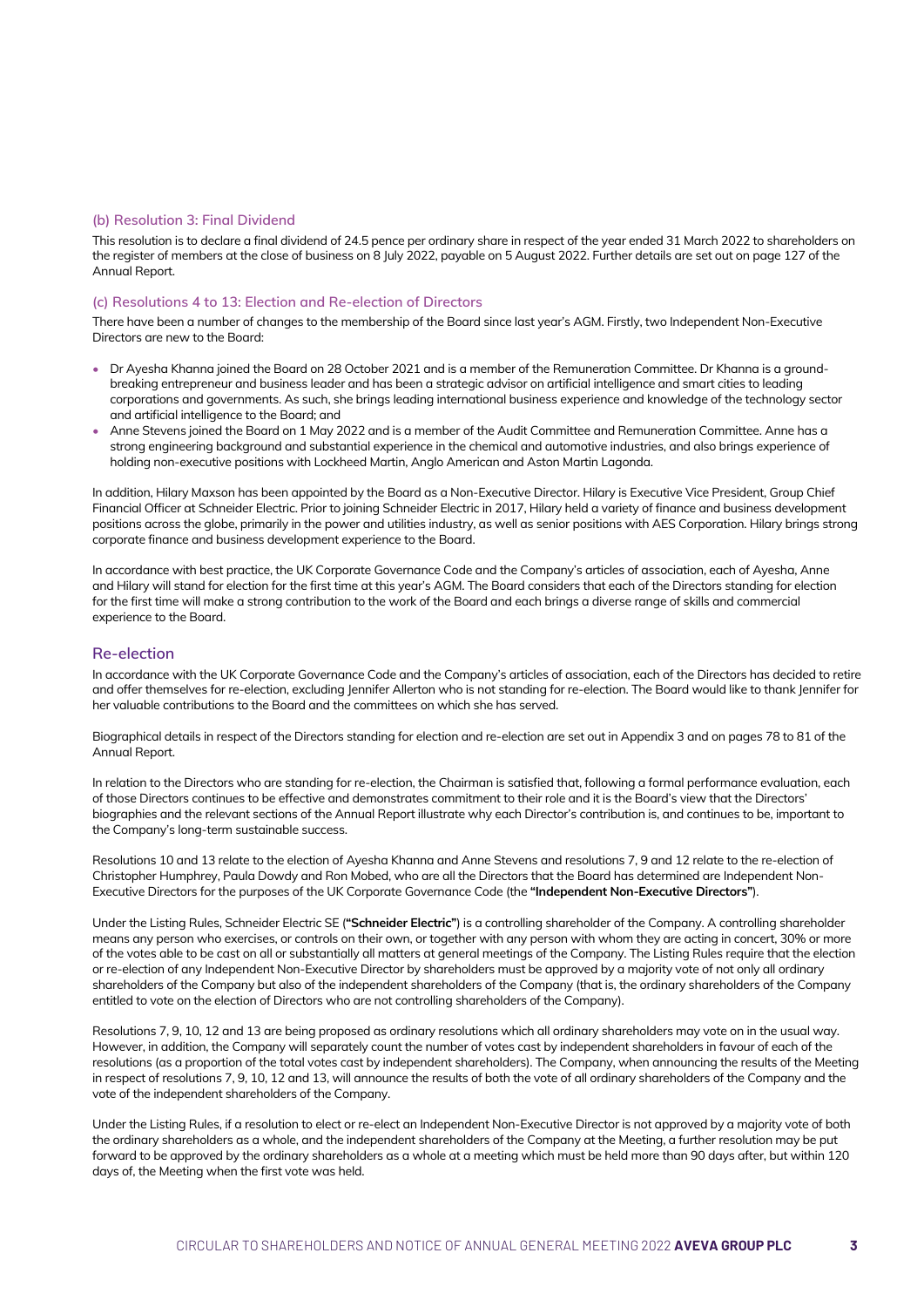### (b) Resolution 3: Final Dividend

This resolution is to declare a final dividend of 24.5 pence per ordinary share in respect of the year ended 31 March 2022 to shareholders on the register of members at the close of business on 8 July 2022, payable on 5 August 2022. Further details are set out on page 127 of the Annual Report.

### (c) Resolutions 4 to 13: Election and Re-election of Directors

There have been a number of changes to the membership of the Board since last year's AGM. Firstly, two Independent Non-Executive Directors are new to the Board:

- Dr Ayesha Khanna joined the Board on 28 October 2021 and is a member of the Remuneration Committee. Dr Khanna is a ground-breaking entrepreneur and business leader and has been a strategic advisor on artificial intelligence and smart cities to leading corporations and governments. As such, she brings leading international business experience and knowledge of the technology sector and artificial intelligence to the Board; and
- Anne Stevens joined the Board on 1 May 2022 and is a member of the Audit Committee and Remuneration Committee. Anne has a strong engineering background and substantial experience in the chemical and automotive industries, and also brings experience of holding non-executive positions with Lockheed Martin, Anglo American and Aston Martin Lagonda.

In addition, Hilary Maxson has been appointed by the Board as a Non-Executive Director. Hilary is Executive Vice President, Group Chief Financial Officer at Schneider Electric. Prior to joining Schneider Electric in 2017, Hilary held a variety of finance and business development positions across the globe, primarily in the power and utilities industry, as well as senior positions with AES Corporation. Hilary brings strong corporate finance and business development experience to the Board.

In accordance with best practice, the UK Corporate Governance Code and the Company's articles of association, each of Ayesha, Anne and Hilary will stand for election for the first time at this year's AGM. The Board considers that each of the Directors standing for election for the first time will make a strong contribution to the work of the Board and each brings a diverse range of skills and commercial experience to the Board.

## Re-election

In accordance with the UK Corporate Governance Code and the Company's articles of association, each of the Directors has decided to retire and offer themselves for re-election, excluding Jennifer Allerton who is not standing for re-election. The Board would like to thank Jennifer for her valuable contributions to the Board and the committees on which she has served.

Biographical details in respect of the Directors standing for election and re-election are set out in Appendix 3 and on pages 78 to 81 of the Annual Report.

In relation to the Directors who are standing for re-election, the Chairman is satisfied that, following a formal performance evaluation, each of those Directors continues to be effective and demonstrates commitment to their role and it is the Board's view that the Directors' biographies and the relevant sections of the Annual Report illustrate why each Director's contribution is, and continues to be, important to the Company's long-term sustainable success.

Resolutions 10 and 13 relate to the election of Ayesha Khanna and Anne Stevens and resolutions 7, 9 and 12 relate to the re-election of Christopher Humphrey, Paula Dowdy and Ron Mobed, who are all the Directors that the Board has determined are Independent Non-Executive Directors for the purposes of the UK Corporate Governance Code (the **"Independent Non-Executive Directors"**).

Under the Listing Rules, Schneider Electric SE (**"Schneider Electric"**) is a controlling shareholder of the Company. A controlling shareholder means any person who exercises, or controls on their own, or together with any person with whom they are acting in concert, 30% or more of the votes able to be cast on all or substantially all matters at general meetings of the Company. The Listing Rules require that the election or re-election of any Independent Non-Executive Director by shareholders must be approved by a majority vote of not only all ordinary shareholders of the Company but also of the independent shareholders of the Company (that is, the ordinary shareholders of the Company entitled to vote on the election of Directors who are not controlling shareholders of the Company).

Resolutions 7, 9, 10, 12 and 13 are being proposed as ordinary resolutions which all ordinary shareholders may vote on in the usual way. However, in addition, the Company will separately count the number of votes cast by independent shareholders in favour of each of the resolutions (as a proportion of the total votes cast by independent shareholders). The Company, when announcing the results of the Meeting in respect of resolutions 7, 9, 10, 12 and 13, will announce the results of both the vote of all ordinary shareholders of the Company and the vote of the independent shareholders of the Company.

Under the Listing Rules, if a resolution to elect or re-elect an Independent Non-Executive Director is not approved by a majority vote of both the ordinary shareholders as a whole, and the independent shareholders of the Company at the Meeting, a further resolution may be put forward to be approved by the ordinary shareholders as a whole at a meeting which must be held more than 90 days after, but within 120 days of, the Meeting when the first vote was held.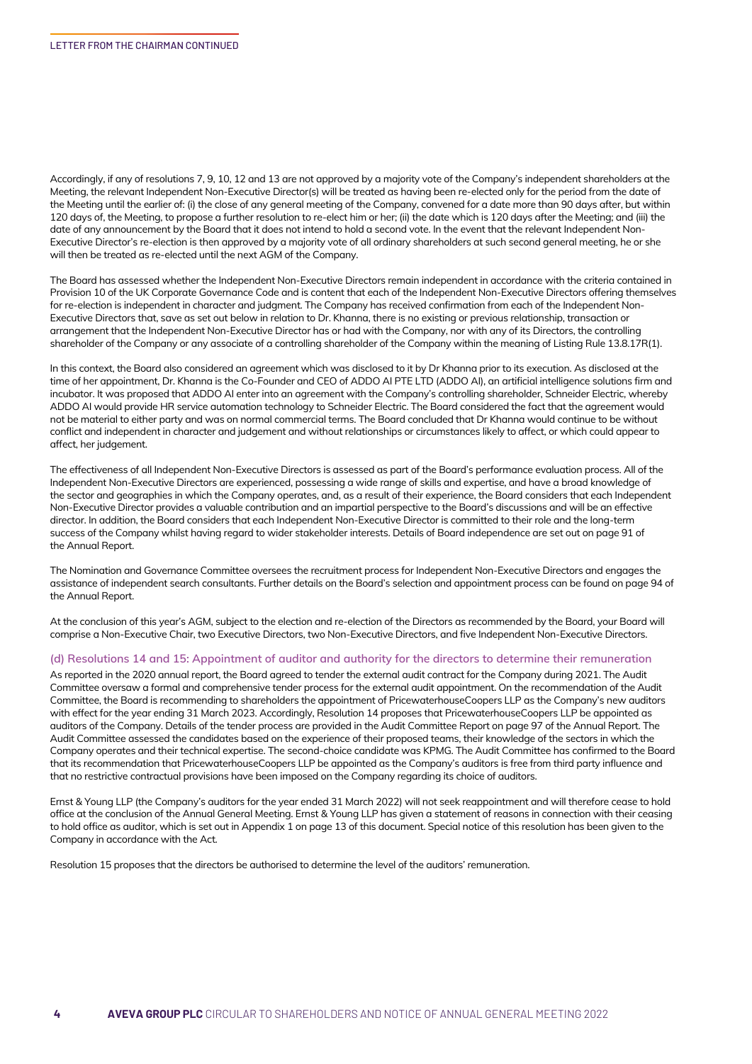Accordingly, if any of resolutions 7, 9, 10, 12 and 13 are not approved by a majority vote of the Company's independent shareholders at the Meeting, the relevant Independent Non-Executive Director(s) will be treated as having been re-elected only for the period from the date of the Meeting until the earlier of: (i) the close of any general meeting of the Company, convened for a date more than 90 days after, but within 120 days of, the Meeting, to propose a further resolution to re-elect him or her; (ii) the date which is 120 days after the Meeting; and (iii) the date of any announcement by the Board that it does not intend to hold a second vote. In the event that the relevant Independent Non-Executive Director's re-election is then approved by a majority vote of all ordinary shareholders at such second general meeting, he or she will then be treated as re-elected until the next AGM of the Company.

The Board has assessed whether the Independent Non-Executive Directors remain independent in accordance with the criteria contained in Provision 10 of the UK Corporate Governance Code and is content that each of the Independent Non-Executive Directors offering themselves for re-election is independent in character and judgment. The Company has received confirmation from each of the Independent Non-Executive Directors that, save as set out below in relation to Dr. Khanna, there is no existing or previous relationship, transaction or arrangement that the Independent Non-Executive Director has or had with the Company, nor with any of its Directors, the controlling shareholder of the Company or any associate of a controlling shareholder of the Company within the meaning of Listing Rule 13.8.17R(1).

In this context, the Board also considered an agreement which was disclosed to it by Dr Khanna prior to its execution. As disclosed at the time of her appointment, Dr. Khanna is the Co-Founder and CEO of ADDO AI PTE LTD (ADDO AI), an artificial intelligence solutions firm and incubator. It was proposed that ADDO AI enter into an agreement with the Company's controlling shareholder, Schneider Electric, whereby ADDO AI would provide HR service automation technology to Schneider Electric. The Board considered the fact that the agreement would not be material to either party and was on normal commercial terms. The Board concluded that Dr Khanna would continue to be without conflict and independent in character and judgement and without relationships or circumstances likely to affect, or which could appear to affect, her judgement.

The effectiveness of all Independent Non-Executive Directors is assessed as part of the Board's performance evaluation process. All of the Independent Non-Executive Directors are experienced, possessing a wide range of skills and expertise, and have a broad knowledge of the sector and geographies in which the Company operates, and, as a result of their experience, the Board considers that each Independent Non-Executive Director provides a valuable contribution and an impartial perspective to the Board's discussions and will be an effective director. In addition, the Board considers that each Independent Non-Executive Director is committed to their role and the long-term success of the Company whilst having regard to wider stakeholder interests. Details of Board independence are set out on page 91 of the Annual Report.

The Nomination and Governance Committee oversees the recruitment process for Independent Non-Executive Directors and engages the assistance of independent search consultants. Further details on the Board's selection and appointment process can be found on page 94 of the Annual Report.

At the conclusion of this year's AGM, subject to the election and re-election of the Directors as recommended by the Board, your Board will comprise a Non-Executive Chair, two Executive Directors, two Non-Executive Directors, and five Independent Non-Executive Directors.

### (d) Resolutions 14 and 15: Appointment of auditor and authority for the directors to determine their remuneration

As reported in the 2020 annual report, the Board agreed to tender the external audit contract for the Company during 2021. The Audit Committee oversaw a formal and comprehensive tender process for the external audit appointment. On the recommendation of the Audit Committee, the Board is recommending to shareholders the appointment of PricewaterhouseCoopers LLP as the Company's new auditors with effect for the year ending 31 March 2023. Accordingly, Resolution 14 proposes that PricewaterhouseCoopers LLP be appointed as auditors of the Company. Details of the tender process are provided in the Audit Committee Report on page 97 of the Annual Report. The Audit Committee assessed the candidates based on the experience of their proposed teams, their knowledge of the sectors in which the Company operates and their technical expertise. The second-choice candidate was KPMG. The Audit Committee has confirmed to the Board that its recommendation that PricewaterhouseCoopers LLP be appointed as the Company's auditors is free from third party influence and that no restrictive contractual provisions have been imposed on the Company regarding its choice of auditors.

Ernst & Young LLP (the Company's auditors for the year ended 31 March 2022) will not seek reappointment and will therefore cease to hold office at the conclusion of the Annual General Meeting. Ernst & Young LLP has given a statement of reasons in connection with their ceasing to hold office as auditor, which is set out in Appendix 1 on page 13 of this document. Special notice of this resolution has been given to the Company in accordance with the Act.

Resolution 15 proposes that the directors be authorised to determine the level of the auditors' remuneration.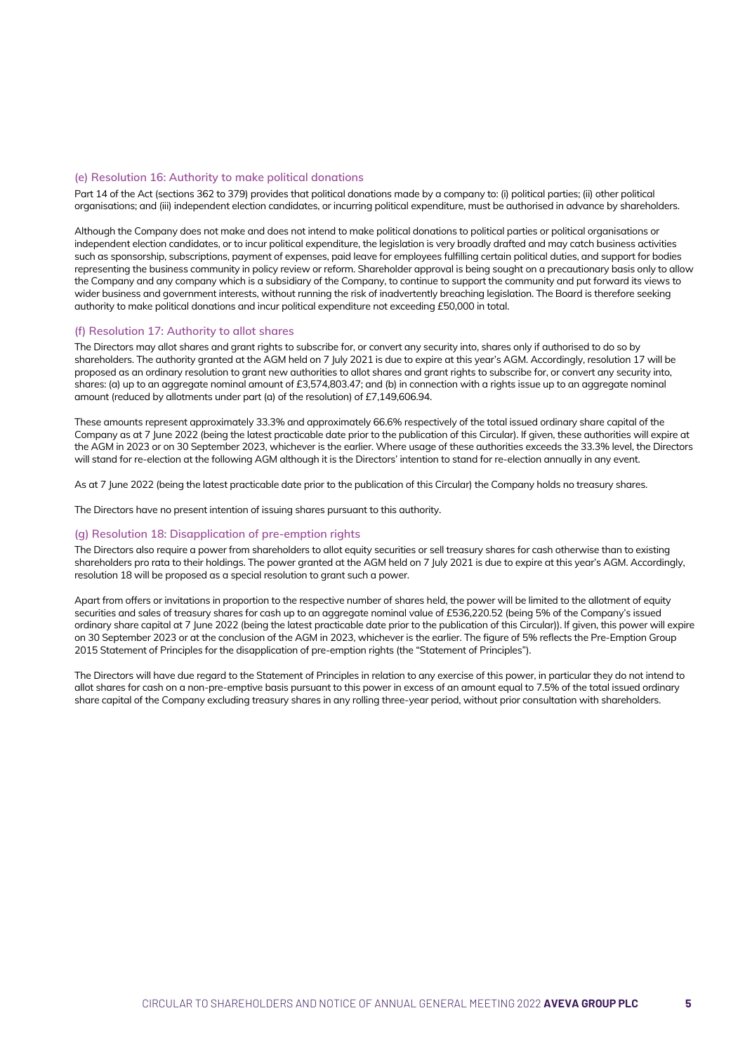### (e) Resolution 16: Authority to make political donations

Part 14 of the Act (sections 362 to 379) provides that political donations made by a company to: (i) political parties; (ii) other political organisations; and (iii) independent election candidates, or incurring political expenditure, must be authorised in advance by shareholders.

Although the Company does not make and does not intend to make political donations to political parties or political organisations or independent election candidates, or to incur political expenditure, the legislation is very broadly drafted and may catch business activities such as sponsorship, subscriptions, payment of expenses, paid leave for employees fulfilling certain political duties, and support for bodies representing the business community in policy review or reform. Shareholder approval is being sought on a precautionary basis only to allow the Company and any company which is a subsidiary of the Company, to continue to support the community and put forward its views to wider business and government interests, without running the risk of inadvertently breaching legislation. The Board is therefore seeking authority to make political donations and incur political expenditure not exceeding £50,000 in total.

### (f) Resolution 17: Authority to allot shares

The Directors may allot shares and grant rights to subscribe for, or convert any security into, shares only if authorised to do so by shareholders. The authority granted at the AGM held on 7 July 2021 is due to expire at this year's AGM. Accordingly, resolution 17 will be proposed as an ordinary resolution to grant new authorities to allot shares and grant rights to subscribe for, or convert any security into, shares: (a) up to an aggregate nominal amount of £3,574,803.47; and (b) in connection with a rights issue up to an aggregate nominal amount (reduced by allotments under part (a) of the resolution) of £7,149,606.94.

These amounts represent approximately 33.3% and approximately 66.6% respectively of the total issued ordinary share capital of the Company as at 7 June 2022 (being the latest practicable date prior to the publication of this Circular). If given, these authorities will expire at the AGM in 2023 or on 30 September 2023, whichever is the earlier. Where usage of these authorities exceeds the 33.3% level, the Directors will stand for re-election at the following AGM although it is the Directors' intention to stand for re-election annually in any event.

As at 7 June 2022 (being the latest practicable date prior to the publication of this Circular) the Company holds no treasury shares.

The Directors have no present intention of issuing shares pursuant to this authority.

### (g) Resolution 18: Disapplication of pre-emption rights

The Directors also require a power from shareholders to allot equity securities or sell treasury shares for cash otherwise than to existing shareholders pro rata to their holdings. The power granted at the AGM held on 7 July 2021 is due to expire at this year's AGM. Accordingly, resolution 18 will be proposed as a special resolution to grant such a power.

Apart from offers or invitations in proportion to the respective number of shares held, the power will be limited to the allotment of equity securities and sales of treasury shares for cash up to an aggregate nominal value of £536,220.52 (being 5% of the Company's issued ordinary share capital at 7 June 2022 (being the latest practicable date prior to the publication of this Circular)). If given, this power will expire on 30 September 2023 or at the conclusion of the AGM in 2023, whichever is the earlier. The figure of 5% reflects the Pre-Emption Group 2015 Statement of Principles for the disapplication of pre-emption rights (the "Statement of Principles").

The Directors will have due regard to the Statement of Principles in relation to any exercise of this power, in particular they do not intend to allot shares for cash on a non-pre-emptive basis pursuant to this power in excess of an amount equal to 7.5% of the total issued ordinary share capital of the Company excluding treasury shares in any rolling three-year period, without prior consultation with shareholders.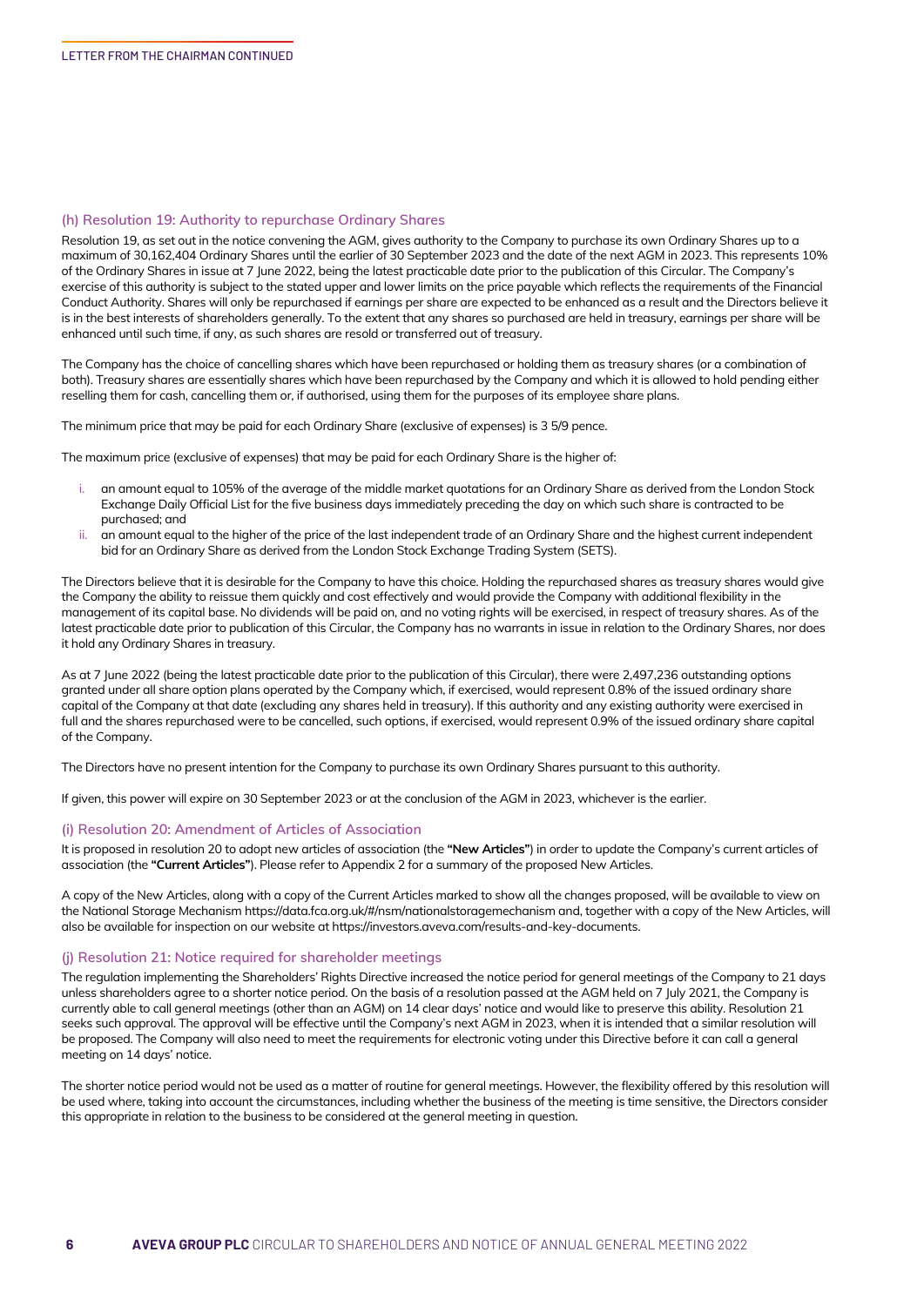### (h) Resolution 19: Authority to repurchase Ordinary Shares

Resolution 19, as set out in the notice convening the AGM, gives authority to the Company to purchase its own Ordinary Shares up to a maximum of 30,162,404 Ordinary Shares until the earlier of 30 September 2023 and the date of the next AGM in 2023. This represents 10% of the Ordinary Shares in issue at 7 June 2022, being the latest practicable date prior to the publication of this Circular. The Company's exercise of this authority is subject to the stated upper and lower limits on the price payable which reflects the requirements of the Financial Conduct Authority. Shares will only be repurchased if earnings per share are expected to be enhanced as a result and the Directors believe it is in the best interests of shareholders generally. To the extent that any shares so purchased are held in treasury, earnings per share will be enhanced until such time, if any, as such shares are resold or transferred out of treasury.

The Company has the choice of cancelling shares which have been repurchased or holding them as treasury shares (or a combination of both). Treasury shares are essentially shares which have been repurchased by the Company and which it is allowed to hold pending either reselling them for cash, cancelling them or, if authorised, using them for the purposes of its employee share plans.

The minimum price that may be paid for each Ordinary Share (exclusive of expenses) is 3 5/9 pence.

The maximum price (exclusive of expenses) that may be paid for each Ordinary Share is the higher of:

i. an amount equal to 105% of the average of the middle market quotations for an Ordinary Share as derived from the London Stock Exchange Daily Official List for the five business days immediately preceding the day on which such share is contracted to be purchased; and
ii. an amount equal to the higher of the price of the last independent trade of an Ordinary Share and the highest current independent bid for an Ordinary Share as derived from the London Stock Exchange Trading System (SETS).

The Directors believe that it is desirable for the Company to have this choice. Holding the repurchased shares as treasury shares would give the Company the ability to reissue them quickly and cost effectively and would provide the Company with additional flexibility in the management of its capital base. No dividends will be paid on, and no voting rights will be exercised, in respect of treasury shares. As of the latest practicable date prior to publication of this Circular, the Company has no warrants in issue in relation to the Ordinary Shares, nor does it hold any Ordinary Shares in treasury.

As at 7 June 2022 (being the latest practicable date prior to the publication of this Circular), there were 2,497,236 outstanding options granted under all share option plans operated by the Company which, if exercised, would represent 0.8% of the issued ordinary share capital of the Company at that date (excluding any shares held in treasury). If this authority and any existing authority were exercised in full and the shares repurchased were to be cancelled, such options, if exercised, would represent 0.9% of the issued ordinary share capital of the Company.

The Directors have no present intention for the Company to purchase its own Ordinary Shares pursuant to this authority.

If given, this power will expire on 30 September 2023 or at the conclusion of the AGM in 2023, whichever is the earlier.

### (i) Resolution 20: Amendment of Articles of Association

It is proposed in resolution 20 to adopt new articles of association (the **"New Articles"**) in order to update the Company's current articles of association (the **"Current Articles"**). Please refer to Appendix 2 for a summary of the proposed New Articles.

A copy of the New Articles, along with a copy of the Current Articles marked to show all the changes proposed, will be available to view on the National Storage Mechanism https://data.fca.org.uk/#/nsm/nationalstoragemechanism and, together with a copy of the New Articles, will also be available for inspection on our website at https://investors.aveva.com/results-and-key-documents.

### (j) Resolution 21: Notice required for shareholder meetings

The regulation implementing the Shareholders' Rights Directive increased the notice period for general meetings of the Company to 21 days unless shareholders agree to a shorter notice period. On the basis of a resolution passed at the AGM held on 7 July 2021, the Company is currently able to call general meetings (other than an AGM) on 14 clear days' notice and would like to preserve this ability. Resolution 21 seeks such approval. The approval will be effective until the Company's next AGM in 2023, when it is intended that a similar resolution will be proposed. The Company will also need to meet the requirements for electronic voting under this Directive before it can call a general meeting on 14 days' notice.

The shorter notice period would not be used as a matter of routine for general meetings. However, the flexibility offered by this resolution will be used where, taking into account the circumstances, including whether the business of the meeting is time sensitive, the Directors consider this appropriate in relation to the business to be considered at the general meeting in question.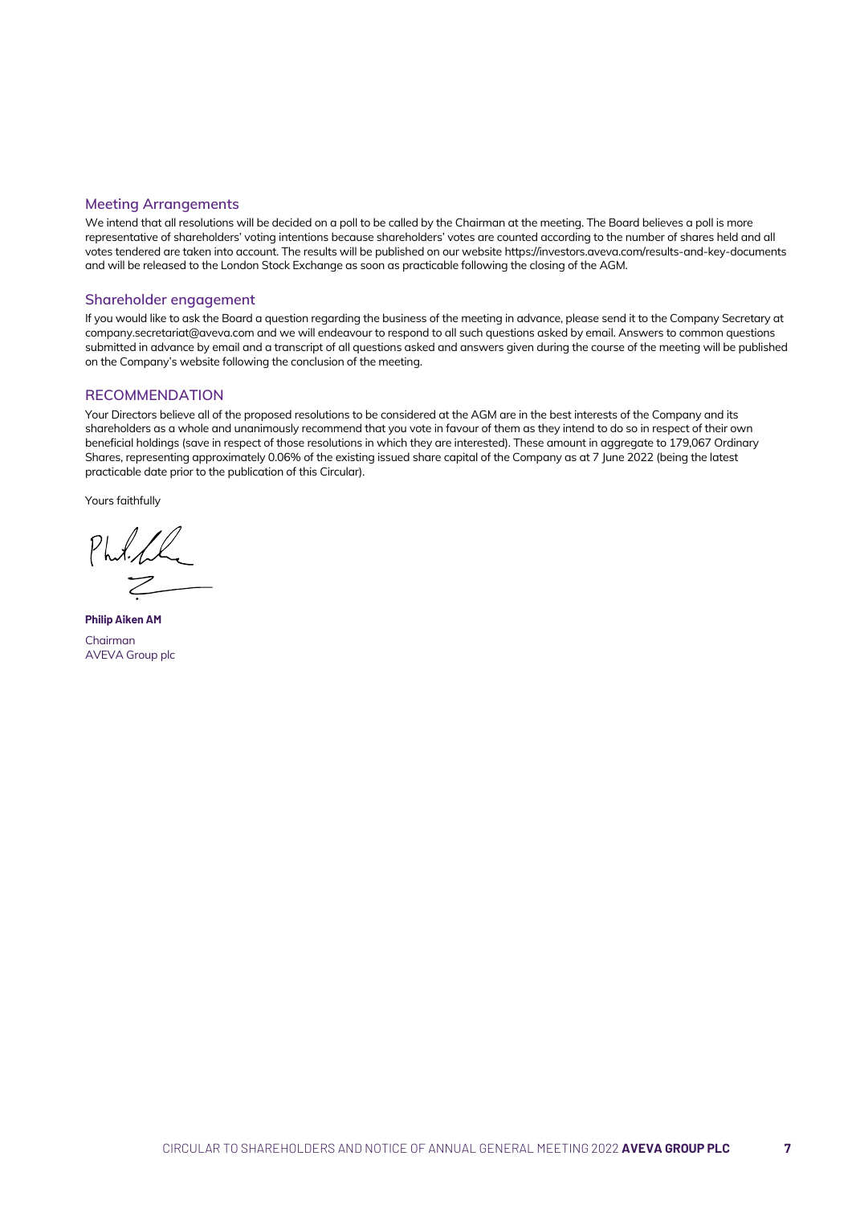## Meeting Arrangements

We intend that all resolutions will be decided on a poll to be called by the Chairman at the meeting. The Board believes a poll is more representative of shareholders' voting intentions because shareholders' votes are counted according to the number of shares held and all votes tendered are taken into account. The results will be published on our website https://investors.aveva.com/results-and-key-documents and will be released to the London Stock Exchange as soon as practicable following the closing of the AGM.

## Shareholder engagement

If you would like to ask the Board a question regarding the business of the meeting in advance, please send it to the Company Secretary at company.secretariat@aveva.com and we will endeavour to respond to all such questions asked by email. Answers to common questions submitted in advance by email and a transcript of all questions asked and answers given during the course of the meeting will be published on the Company's website following the conclusion of the meeting.

## RECOMMENDATION

Your Directors believe all of the proposed resolutions to be considered at the AGM are in the best interests of the Company and its shareholders as a whole and unanimously recommend that you vote in favour of them as they intend to do so in respect of their own beneficial holdings (save in respect of those resolutions in which they are interested). These amount in aggregate to 179,067 Ordinary Shares, representing approximately 0.06% of the existing issued share capital of the Company as at 7 June 2022 (being the latest practicable date prior to the publication of this Circular).

Yours faithfully

**Philip Aiken AM**

Chairman
AVEVA Group plc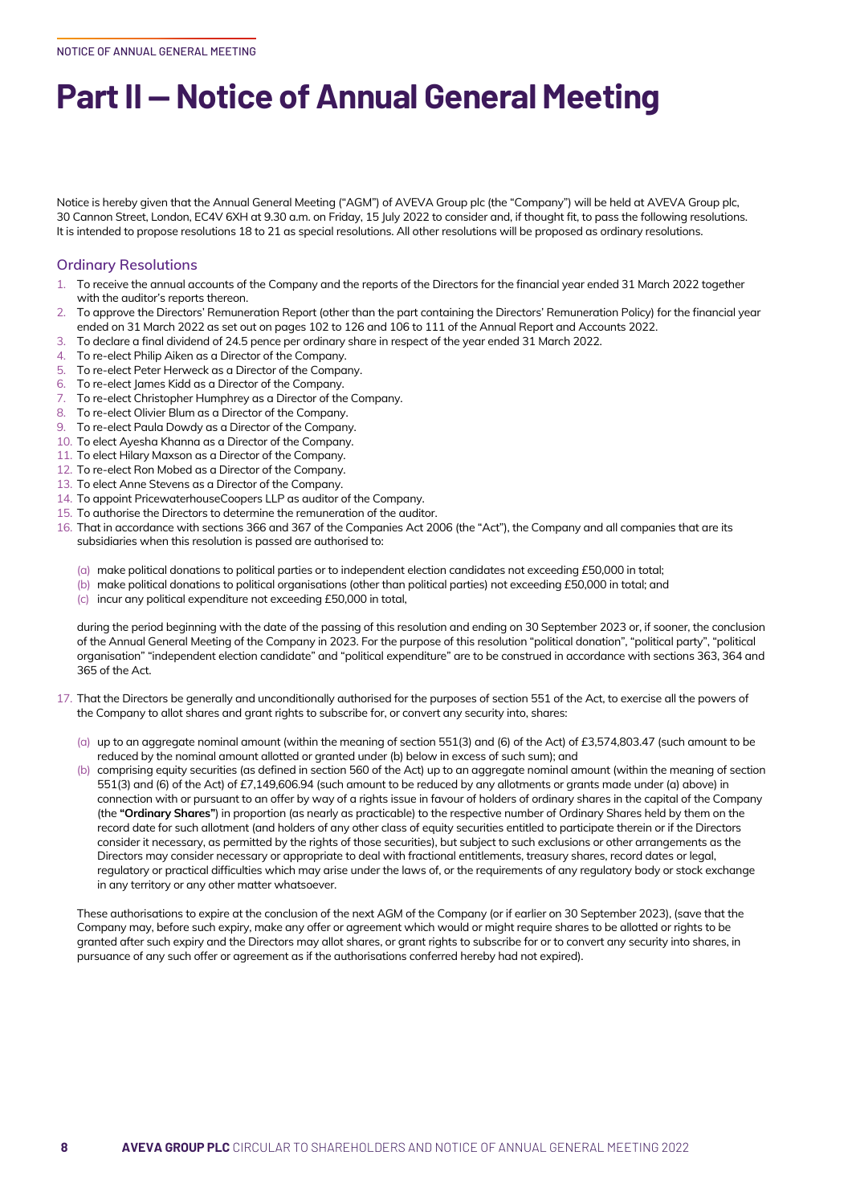# Part II — Notice of Annual General Meeting

Notice is hereby given that the Annual General Meeting ("AGM") of AVEVA Group plc (the "Company") will be held at AVEVA Group plc, 30 Cannon Street, London, EC4V 6XH at 9.30 a.m. on Friday, 15 July 2022 to consider and, if thought fit, to pass the following resolutions. It is intended to propose resolutions 18 to 21 as special resolutions. All other resolutions will be proposed as ordinary resolutions.

## Ordinary Resolutions

1. To receive the annual accounts of the Company and the reports of the Directors for the financial year ended 31 March 2022 together with the auditor's reports thereon.
2. To approve the Directors' Remuneration Report (other than the part containing the Directors' Remuneration Policy) for the financial year ended on 31 March 2022 as set out on pages 102 to 126 and 106 to 111 of the Annual Report and Accounts 2022.
3. To declare a final dividend of 24.5 pence per ordinary share in respect of the year ended 31 March 2022.
4. To re-elect Philip Aiken as a Director of the Company.
5. To re-elect Peter Herweck as a Director of the Company.
6. To re-elect James Kidd as a Director of the Company.
7. To re-elect Christopher Humphrey as a Director of the Company.
8. To re-elect Olivier Blum as a Director of the Company.
9. To re-elect Paula Dowdy as a Director of the Company.
10. To elect Ayesha Khanna as a Director of the Company.
11. To elect Hilary Maxson as a Director of the Company.
12. To re-elect Ron Mobed as a Director of the Company.
13. To elect Anne Stevens as a Director of the Company.
14. To appoint PricewaterhouseCoopers LLP as auditor of the Company.
15. To authorise the Directors to determine the remuneration of the auditor.
16. That in accordance with sections 366 and 367 of the Companies Act 2006 (the "Act"), the Company and all companies that are its subsidiaries when this resolution is passed are authorised to:

    (a) make political donations to political parties or to independent election candidates not exceeding £50,000 in total;
    (b) make political donations to political organisations (other than political parties) not exceeding £50,000 in total; and
    (c) incur any political expenditure not exceeding £50,000 in total,

    during the period beginning with the date of the passing of this resolution and ending on 30 September 2023 or, if sooner, the conclusion of the Annual General Meeting of the Company in 2023. For the purpose of this resolution "political donation", "political party", "political organisation" "independent election candidate" and "political expenditure" are to be construed in accordance with sections 363, 364 and 365 of the Act.

17. That the Directors be generally and unconditionally authorised for the purposes of section 551 of the Act, to exercise all the powers of the Company to allot shares and grant rights to subscribe for, or convert any security into, shares:

    (a) up to an aggregate nominal amount (within the meaning of section 551(3) and (6) of the Act) of £3,574,803.47 (such amount to be reduced by the nominal amount allotted or granted under (b) below in excess of such sum); and
    (b) comprising equity securities (as defined in section 560 of the Act) up to an aggregate nominal amount (within the meaning of section 551(3) and (6) of the Act) of £7,149,606.94 (such amount to be reduced by any allotments or grants made under (a) above) in connection with or pursuant to an offer by way of a rights issue in favour of holders of ordinary shares in the capital of the Company (the **"Ordinary Shares"**) in proportion (as nearly as practicable) to the respective number of Ordinary Shares held by them on the record date for such allotment (and holders of any other class of equity securities entitled to participate therein or if the Directors consider it necessary, as permitted by the rights of those securities), but subject to such exclusions or other arrangements as the Directors may consider necessary or appropriate to deal with fractional entitlements, treasury shares, record dates or legal, regulatory or practical difficulties which may arise under the laws of, or the requirements of any regulatory body or stock exchange in any territory or any other matter whatsoever.

    These authorisations to expire at the conclusion of the next AGM of the Company (or if earlier on 30 September 2023), (save that the Company may, before such expiry, make any offer or agreement which would or might require shares to be allotted or rights to be granted after such expiry and the Directors may allot shares, or grant rights to subscribe for or to convert any security into shares, in pursuance of any such offer or agreement as if the authorisations conferred hereby had not expired).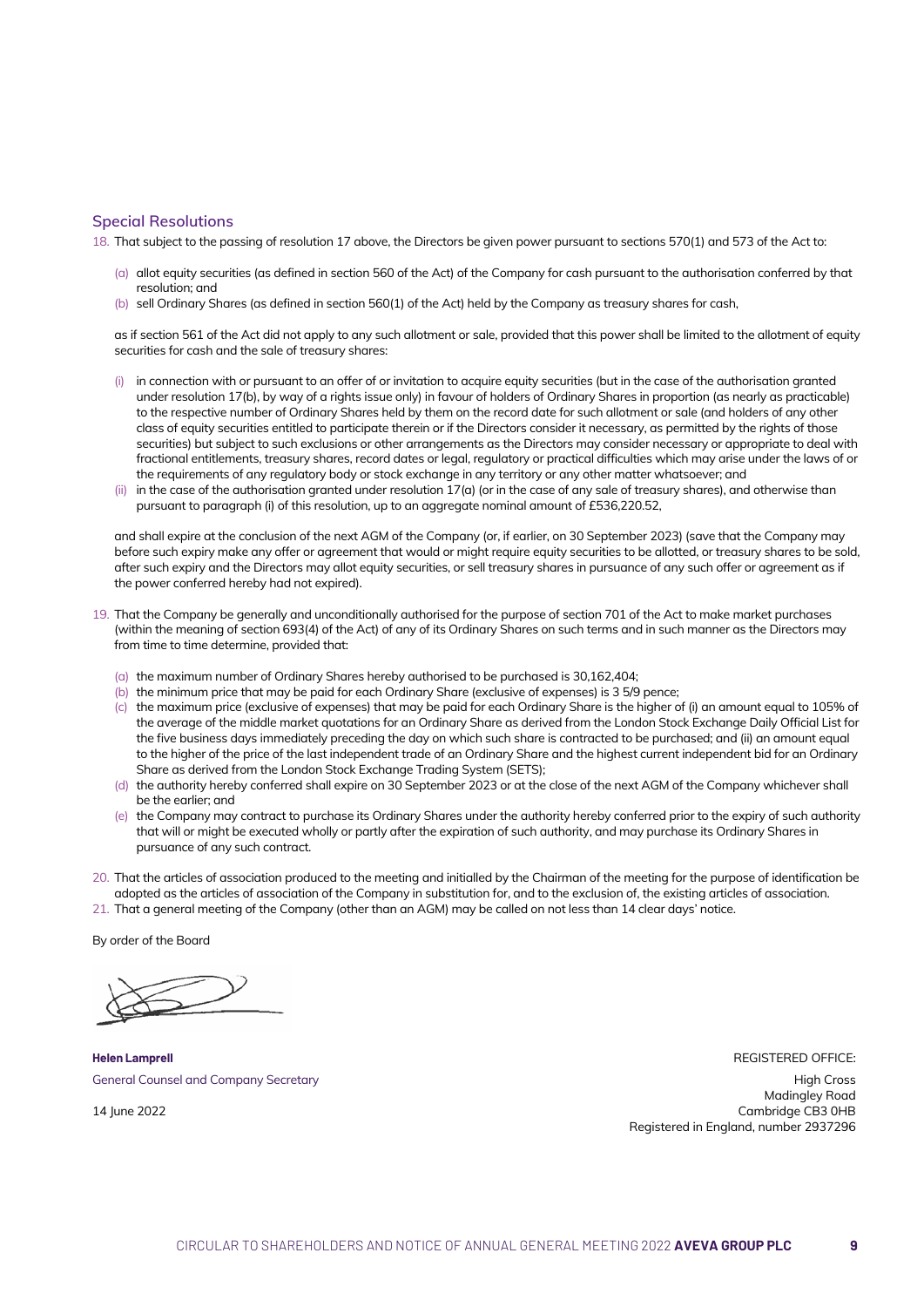## Special Resolutions

18. That subject to the passing of resolution 17 above, the Directors be given power pursuant to sections 570(1) and 573 of the Act to:

    (a) allot equity securities (as defined in section 560 of the Act) of the Company for cash pursuant to the authorisation conferred by that resolution; and
    (b) sell Ordinary Shares (as defined in section 560(1) of the Act) held by the Company as treasury shares for cash,

    as if section 561 of the Act did not apply to any such allotment or sale, provided that this power shall be limited to the allotment of equity securities for cash and the sale of treasury shares:

    (i) in connection with or pursuant to an offer of or invitation to acquire equity securities (but in the case of the authorisation granted under resolution 17(b), by way of a rights issue only) in favour of holders of Ordinary Shares in proportion (as nearly as practicable) to the respective number of Ordinary Shares held by them on the record date for such allotment or sale (and holders of any other class of equity securities entitled to participate therein or if the Directors consider it necessary, as permitted by the rights of those securities) but subject to such exclusions or other arrangements as the Directors may consider necessary or appropriate to deal with fractional entitlements, treasury shares, record dates or legal, regulatory or practical difficulties which may arise under the laws of or the requirements of any regulatory body or stock exchange in any territory or any other matter whatsoever; and
    (ii) in the case of the authorisation granted under resolution 17(a) (or in the case of any sale of treasury shares), and otherwise than pursuant to paragraph (i) of this resolution, up to an aggregate nominal amount of £536,220.52,

    and shall expire at the conclusion of the next AGM of the Company (or, if earlier, on 30 September 2023) (save that the Company may before such expiry make any offer or agreement that would or might require equity securities to be allotted, or treasury shares to be sold, after such expiry and the Directors may allot equity securities, or sell treasury shares in pursuance of any such offer or agreement as if the power conferred hereby had not expired).

19. That the Company be generally and unconditionally authorised for the purpose of section 701 of the Act to make market purchases (within the meaning of section 693(4) of the Act) of any of its Ordinary Shares on such terms and in such manner as the Directors may from time to time determine, provided that:

    (a) the maximum number of Ordinary Shares hereby authorised to be purchased is 30,162,404;
    (b) the minimum price that may be paid for each Ordinary Share (exclusive of expenses) is 3 5/9 pence;
    (c) the maximum price (exclusive of expenses) that may be paid for each Ordinary Share is the higher of (i) an amount equal to 105% of the average of the middle market quotations for an Ordinary Share as derived from the London Stock Exchange Daily Official List for the five business days immediately preceding the day on which such share is contracted to be purchased; and (ii) an amount equal to the higher of the price of the last independent trade of an Ordinary Share and the highest current independent bid for an Ordinary Share as derived from the London Stock Exchange Trading System (SETS);
    (d) the authority hereby conferred shall expire on 30 September 2023 or at the close of the next AGM of the Company whichever shall be the earlier; and
    (e) the Company may contract to purchase its Ordinary Shares under the authority hereby conferred prior to the expiry of such authority that will or might be executed wholly or partly after the expiration of such authority, and may purchase its Ordinary Shares in pursuance of any such contract.

20. That the articles of association produced to the meeting and initialled by the Chairman of the meeting for the purpose of identification be adopted as the articles of association of the Company in substitution for, and to the exclusion of, the existing articles of association.
21. That a general meeting of the Company (other than an AGM) may be called on not less than 14 clear days' notice.

By order of the Board

**Helen Lamprell**
General Counsel and Company Secretary

14 June 2022

REGISTERED OFFICE:

High Cross
Madingley Road
Cambridge CB3 0HB
Registered in England, number 2937296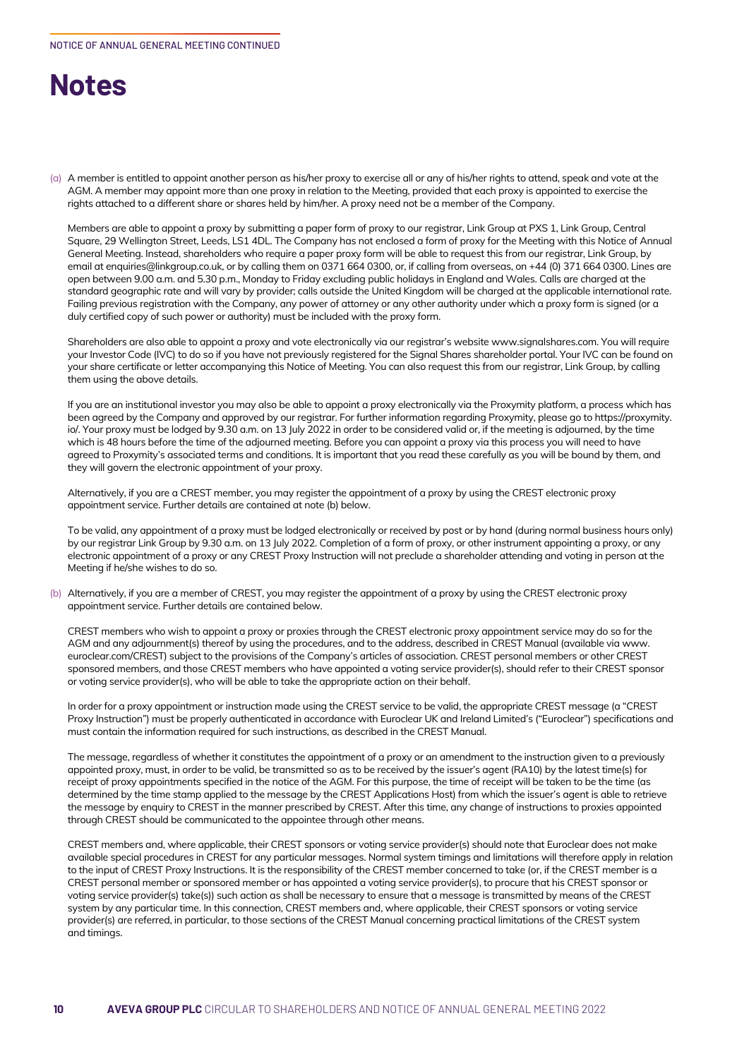# Notes

(a) A member is entitled to appoint another person as his/her proxy to exercise all or any of his/her rights to attend, speak and vote at the AGM. A member may appoint more than one proxy in relation to the Meeting, provided that each proxy is appointed to exercise the rights attached to a different share or shares held by him/her. A proxy need not be a member of the Company.

Members are able to appoint a proxy by submitting a paper form of proxy to our registrar, Link Group at PXS 1, Link Group, Central Square, 29 Wellington Street, Leeds, LS1 4DL. The Company has not enclosed a form of proxy for the Meeting with this Notice of Annual General Meeting. Instead, shareholders who require a paper proxy form will be able to request this from our registrar, Link Group, by email at enquiries@linkgroup.co.uk, or by calling them on 0371 664 0300, or, if calling from overseas, on +44 (0) 371 664 0300. Lines are open between 9.00 a.m. and 5.30 p.m., Monday to Friday excluding public holidays in England and Wales. Calls are charged at the standard geographic rate and will vary by provider; calls outside the United Kingdom will be charged at the applicable international rate. Failing previous registration with the Company, any power of attorney or any other authority under which a proxy form is signed (or a duly certified copy of such power or authority) must be included with the proxy form.

Shareholders are also able to appoint a proxy and vote electronically via our registrar's website www.signalshares.com. You will require your Investor Code (IVC) to do so if you have not previously registered for the Signal Shares shareholder portal. Your IVC can be found on your share certificate or letter accompanying this Notice of Meeting. You can also request this from our registrar, Link Group, by calling them using the above details.

If you are an institutional investor you may also be able to appoint a proxy electronically via the Proxymity platform, a process which has been agreed by the Company and approved by our registrar. For further information regarding Proxymity, please go to https://proxymity.io/. Your proxy must be lodged by 9.30 a.m. on 13 July 2022 in order to be considered valid or, if the meeting is adjourned, by the time which is 48 hours before the time of the adjourned meeting. Before you can appoint a proxy via this process you will need to have agreed to Proxymity's associated terms and conditions. It is important that you read these carefully as you will be bound by them, and they will govern the electronic appointment of your proxy.

Alternatively, if you are a CREST member, you may register the appointment of a proxy by using the CREST electronic proxy appointment service. Further details are contained at note (b) below.

To be valid, any appointment of a proxy must be lodged electronically or received by post or by hand (during normal business hours only) by our registrar Link Group by 9.30 a.m. on 13 July 2022. Completion of a form of proxy, or other instrument appointing a proxy, or any electronic appointment of a proxy or any CREST Proxy Instruction will not preclude a shareholder attending and voting in person at the Meeting if he/she wishes to do so.

(b) Alternatively, if you are a member of CREST, you may register the appointment of a proxy by using the CREST electronic proxy appointment service. Further details are contained below.

CREST members who wish to appoint a proxy or proxies through the CREST electronic proxy appointment service may do so for the AGM and any adjournment(s) thereof by using the procedures, and to the address, described in CREST Manual (available via www.euroclear.com/CREST) subject to the provisions of the Company's articles of association. CREST personal members or other CREST sponsored members, and those CREST members who have appointed a voting service provider(s), should refer to their CREST sponsor or voting service provider(s), who will be able to take the appropriate action on their behalf.

In order for a proxy appointment or instruction made using the CREST service to be valid, the appropriate CREST message (a "CREST Proxy Instruction") must be properly authenticated in accordance with Euroclear UK and Ireland Limited's ("Euroclear") specifications and must contain the information required for such instructions, as described in the CREST Manual.

The message, regardless of whether it constitutes the appointment of a proxy or an amendment to the instruction given to a previously appointed proxy, must, in order to be valid, be transmitted so as to be received by the issuer's agent (RA10) by the latest time(s) for receipt of proxy appointments specified in the notice of the AGM. For this purpose, the time of receipt will be taken to be the time (as determined by the time stamp applied to the message by the CREST Applications Host) from which the issuer's agent is able to retrieve the message by enquiry to CREST in the manner prescribed by CREST. After this time, any change of instructions to proxies appointed through CREST should be communicated to the appointee through other means.

CREST members and, where applicable, their CREST sponsors or voting service provider(s) should note that Euroclear does not make available special procedures in CREST for any particular messages. Normal system timings and limitations will therefore apply in relation to the input of CREST Proxy Instructions. It is the responsibility of the CREST member concerned to take (or, if the CREST member is a CREST personal member or sponsored member or has appointed a voting service provider(s), to procure that his CREST sponsor or voting service provider(s) take(s)) such action as shall be necessary to ensure that a message is transmitted by means of the CREST system by any particular time. In this connection, CREST members and, where applicable, their CREST sponsors or voting service provider(s) are referred, in particular, to those sections of the CREST Manual concerning practical limitations of the CREST system and timings.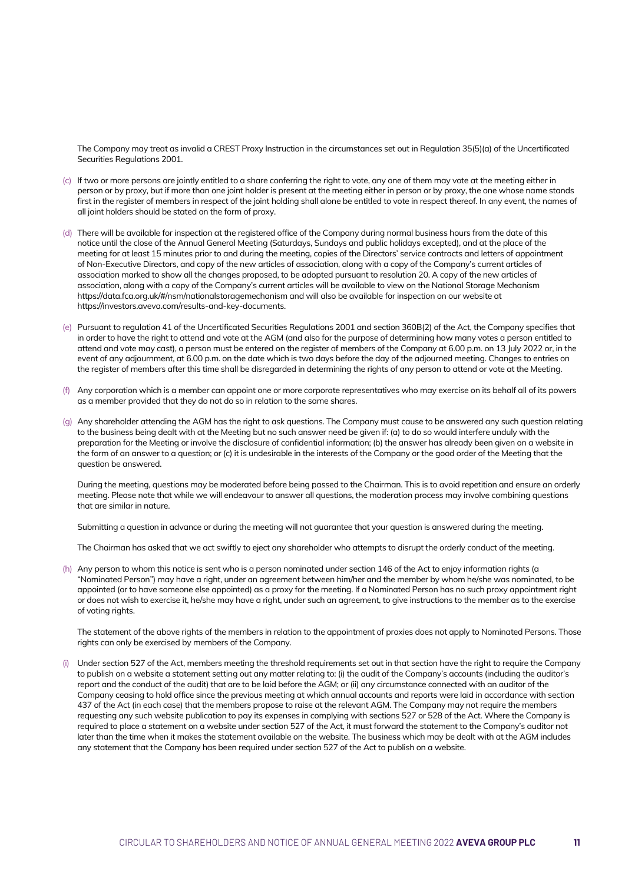The Company may treat as invalid a CREST Proxy Instruction in the circumstances set out in Regulation 35(5)(a) of the Uncertificated Securities Regulations 2001.

(c) If two or more persons are jointly entitled to a share conferring the right to vote, any one of them may vote at the meeting either in person or by proxy, but if more than one joint holder is present at the meeting either in person or by proxy, the one whose name stands first in the register of members in respect of the joint holding shall alone be entitled to vote in respect thereof. In any event, the names of all joint holders should be stated on the form of proxy.

(d) There will be available for inspection at the registered office of the Company during normal business hours from the date of this notice until the close of the Annual General Meeting (Saturdays, Sundays and public holidays excepted), and at the place of the meeting for at least 15 minutes prior to and during the meeting, copies of the Directors' service contracts and letters of appointment of Non-Executive Directors, and copy of the new articles of association, along with a copy of the Company's current articles of association marked to show all the changes proposed, to be adopted pursuant to resolution 20. A copy of the new articles of association, along with a copy of the Company's current articles will be available to view on the National Storage Mechanism https://data.fca.org.uk/#/nsm/nationalstoragemechanism and will also be available for inspection on our website at https://investors.aveva.com/results-and-key-documents.

(e) Pursuant to regulation 41 of the Uncertificated Securities Regulations 2001 and section 360B(2) of the Act, the Company specifies that in order to have the right to attend and vote at the AGM (and also for the purpose of determining how many votes a person entitled to attend and vote may cast), a person must be entered on the register of members of the Company at 6.00 p.m. on 13 July 2022 or, in the event of any adjournment, at 6.00 p.m. on the date which is two days before the day of the adjourned meeting. Changes to entries on the register of members after this time shall be disregarded in determining the rights of any person to attend or vote at the Meeting.

(f) Any corporation which is a member can appoint one or more corporate representatives who may exercise on its behalf all of its powers as a member provided that they do not do so in relation to the same shares.

(g) Any shareholder attending the AGM has the right to ask questions. The Company must cause to be answered any such question relating to the business being dealt with at the Meeting but no such answer need be given if: (a) to do so would interfere unduly with the preparation for the Meeting or involve the disclosure of confidential information; (b) the answer has already been given on a website in the form of an answer to a question; or (c) it is undesirable in the interests of the Company or the good order of the Meeting that the question be answered.

During the meeting, questions may be moderated before being passed to the Chairman. This is to avoid repetition and ensure an orderly meeting. Please note that while we will endeavour to answer all questions, the moderation process may involve combining questions that are similar in nature.

Submitting a question in advance or during the meeting will not guarantee that your question is answered during the meeting.

The Chairman has asked that we act swiftly to eject any shareholder who attempts to disrupt the orderly conduct of the meeting.

(h) Any person to whom this notice is sent who is a person nominated under section 146 of the Act to enjoy information rights (a "Nominated Person") may have a right, under an agreement between him/her and the member by whom he/she was nominated, to be appointed (or to have someone else appointed) as a proxy for the meeting. If a Nominated Person has no such proxy appointment right or does not wish to exercise it, he/she may have a right, under such an agreement, to give instructions to the member as to the exercise of voting rights.

The statement of the above rights of the members in relation to the appointment of proxies does not apply to Nominated Persons. Those rights can only be exercised by members of the Company.

(i) Under section 527 of the Act, members meeting the threshold requirements set out in that section have the right to require the Company to publish on a website a statement setting out any matter relating to: (i) the audit of the Company's accounts (including the auditor's report and the conduct of the audit) that are to be laid before the AGM; or (ii) any circumstance connected with an auditor of the Company ceasing to hold office since the previous meeting at which annual accounts and reports were laid in accordance with section 437 of the Act (in each case) that the members propose to raise at the relevant AGM. The Company may not require the members requesting any such website publication to pay its expenses in complying with sections 527 or 528 of the Act. Where the Company is required to place a statement on a website under section 527 of the Act, it must forward the statement to the Company's auditor not later than the time when it makes the statement available on the website. The business which may be dealt with at the AGM includes any statement that the Company has been required under section 527 of the Act to publish on a website.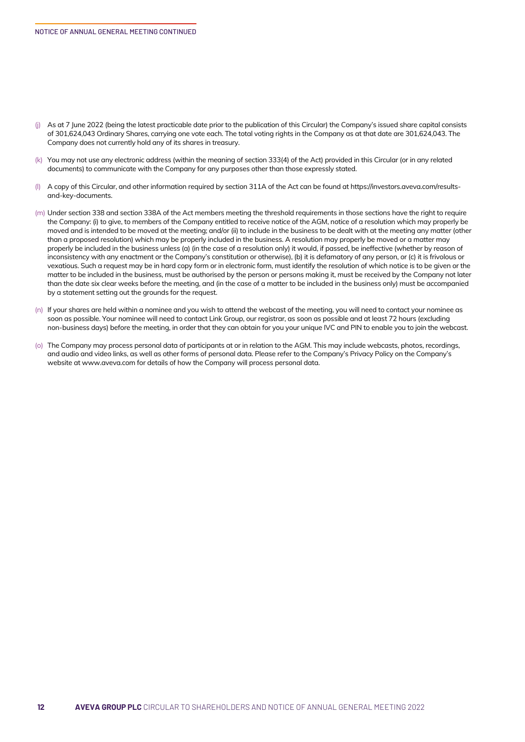(j) As at 7 June 2022 (being the latest practicable date prior to the publication of this Circular) the Company's issued share capital consists of 301,624,043 Ordinary Shares, carrying one vote each. The total voting rights in the Company as at that date are 301,624,043. The Company does not currently hold any of its shares in treasury.

(k) You may not use any electronic address (within the meaning of section 333(4) of the Act) provided in this Circular (or in any related documents) to communicate with the Company for any purposes other than those expressly stated.

(l) A copy of this Circular, and other information required by section 311A of the Act can be found at https://investors.aveva.com/results-and-key-documents.

(m) Under section 338 and section 338A of the Act members meeting the threshold requirements in those sections have the right to require the Company: (i) to give, to members of the Company entitled to receive notice of the AGM, notice of a resolution which may properly be moved and is intended to be moved at the meeting; and/or (ii) to include in the business to be dealt with at the meeting any matter (other than a proposed resolution) which may be properly included in the business. A resolution may properly be moved or a matter may properly be included in the business unless (a) (in the case of a resolution only) it would, if passed, be ineffective (whether by reason of inconsistency with any enactment or the Company's constitution or otherwise), (b) it is defamatory of any person, or (c) it is frivolous or vexatious. Such a request may be in hard copy form or in electronic form, must identify the resolution of which notice is to be given or the matter to be included in the business, must be authorised by the person or persons making it, must be received by the Company not later than the date six clear weeks before the meeting, and (in the case of a matter to be included in the business only) must be accompanied by a statement setting out the grounds for the request.

(n) If your shares are held within a nominee and you wish to attend the webcast of the meeting, you will need to contact your nominee as soon as possible. Your nominee will need to contact Link Group, our registrar, as soon as possible and at least 72 hours (excluding non-business days) before the meeting, in order that they can obtain for you your unique IVC and PIN to enable you to join the webcast.

(o) The Company may process personal data of participants at or in relation to the AGM. This may include webcasts, photos, recordings, and audio and video links, as well as other forms of personal data. Please refer to the Company's Privacy Policy on the Company's website at www.aveva.com for details of how the Company will process personal data.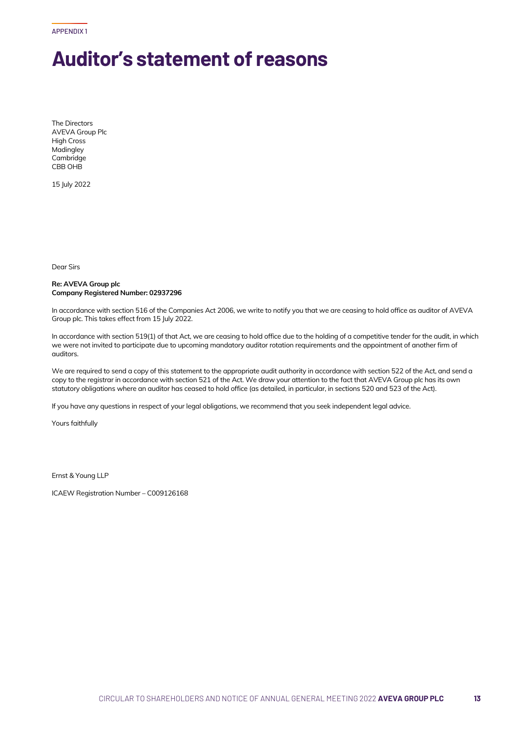APPENDIX 1

# Auditor's statement of reasons

The Directors
AVEVA Group Plc
High Cross
Madingley
Cambridge
CBB OHB

15 July 2022

Dear Sirs

**Re: AVEVA Group plc**
**Company Registered Number: 02937296**

In accordance with section 516 of the Companies Act 2006, we write to notify you that we are ceasing to hold office as auditor of AVEVA Group plc. This takes effect from 15 July 2022.

In accordance with section 519(1) of that Act, we are ceasing to hold office due to the holding of a competitive tender for the audit, in which we were not invited to participate due to upcoming mandatory auditor rotation requirements and the appointment of another firm of auditors.

We are required to send a copy of this statement to the appropriate audit authority in accordance with section 522 of the Act, and send a copy to the registrar in accordance with section 521 of the Act. We draw your attention to the fact that AVEVA Group plc has its own statutory obligations where an auditor has ceased to hold office (as detailed, in particular, in sections 520 and 523 of the Act).

If you have any questions in respect of your legal obligations, we recommend that you seek independent legal advice.

Yours faithfully

Ernst & Young LLP

ICAEW Registration Number – C009126168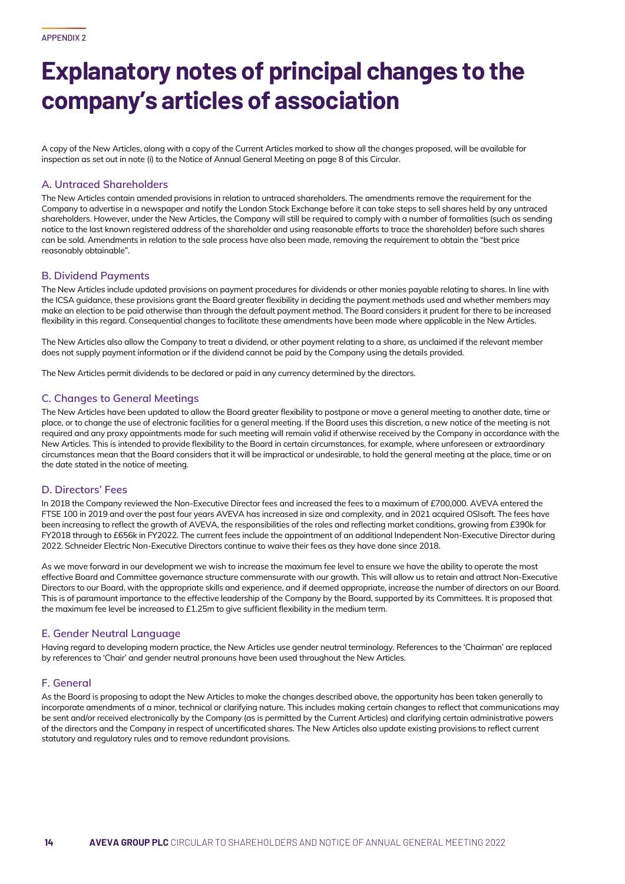APPENDIX 2

# Explanatory notes of principal changes to the company's articles of association

A copy of the New Articles, along with a copy of the Current Articles marked to show all the changes proposed, will be available for inspection as set out in note (i) to the Notice of Annual General Meeting on page 8 of this Circular.

## A. Untraced Shareholders

The New Articles contain amended provisions in relation to untraced shareholders. The amendments remove the requirement for the Company to advertise in a newspaper and notify the London Stock Exchange before it can take steps to sell shares held by any untraced shareholders. However, under the New Articles, the Company will still be required to comply with a number of formalities (such as sending notice to the last known registered address of the shareholder and using reasonable efforts to trace the shareholder) before such shares can be sold. Amendments in relation to the sale process have also been made, removing the requirement to obtain the "best price reasonably obtainable".

## B. Dividend Payments

The New Articles include updated provisions on payment procedures for dividends or other monies payable relating to shares. In line with the ICSA guidance, these provisions grant the Board greater flexibility in deciding the payment methods used and whether members may make an election to be paid otherwise than through the default payment method. The Board considers it prudent for there to be increased flexibility in this regard. Consequential changes to facilitate these amendments have been made where applicable in the New Articles.

The New Articles also allow the Company to treat a dividend, or other payment relating to a share, as unclaimed if the relevant member does not supply payment information or if the dividend cannot be paid by the Company using the details provided.

The New Articles permit dividends to be declared or paid in any currency determined by the directors.

## C. Changes to General Meetings

The New Articles have been updated to allow the Board greater flexibility to postpone or move a general meeting to another date, time or place, or to change the use of electronic facilities for a general meeting. If the Board uses this discretion, a new notice of the meeting is not required and any proxy appointments made for such meeting will remain valid if otherwise received by the Company in accordance with the New Articles. This is intended to provide flexibility to the Board in certain circumstances, for example, where unforeseen or extraordinary circumstances mean that the Board considers that it will be impractical or undesirable, to hold the general meeting at the place, time or on the date stated in the notice of meeting.

## D. Directors' Fees

In 2018 the Company reviewed the Non-Executive Director fees and increased the fees to a maximum of £700,000. AVEVA entered the FTSE 100 in 2019 and over the past four years AVEVA has increased in size and complexity, and in 2021 acquired OSIsoft. The fees have been increasing to reflect the growth of AVEVA, the responsibilities of the roles and reflecting market conditions, growing from £390k for FY2018 through to £656k in FY2022. The current fees include the appointment of an additional Independent Non-Executive Director during 2022. Schneider Electric Non-Executive Directors continue to waive their fees as they have done since 2018.

As we move forward in our development we wish to increase the maximum fee level to ensure we have the ability to operate the most effective Board and Committee governance structure commensurate with our growth. This will allow us to retain and attract Non-Executive Directors to our Board, with the appropriate skills and experience, and if deemed appropriate, increase the number of directors on our Board. This is of paramount importance to the effective leadership of the Company by the Board, supported by its Committees. It is proposed that the maximum fee level be increased to £1.25m to give sufficient flexibility in the medium term.

## E. Gender Neutral Language

Having regard to developing modern practice, the New Articles use gender neutral terminology. References to the 'Chairman' are replaced by references to 'Chair' and gender neutral pronouns have been used throughout the New Articles.

## F. General

As the Board is proposing to adopt the New Articles to make the changes described above, the opportunity has been taken generally to incorporate amendments of a minor, technical or clarifying nature. This includes making certain changes to reflect that communications may be sent and/or received electronically by the Company (as is permitted by the Current Articles) and clarifying certain administrative powers of the directors and the Company in respect of uncertificated shares. The New Articles also update existing provisions to reflect current statutory and regulatory rules and to remove redundant provisions.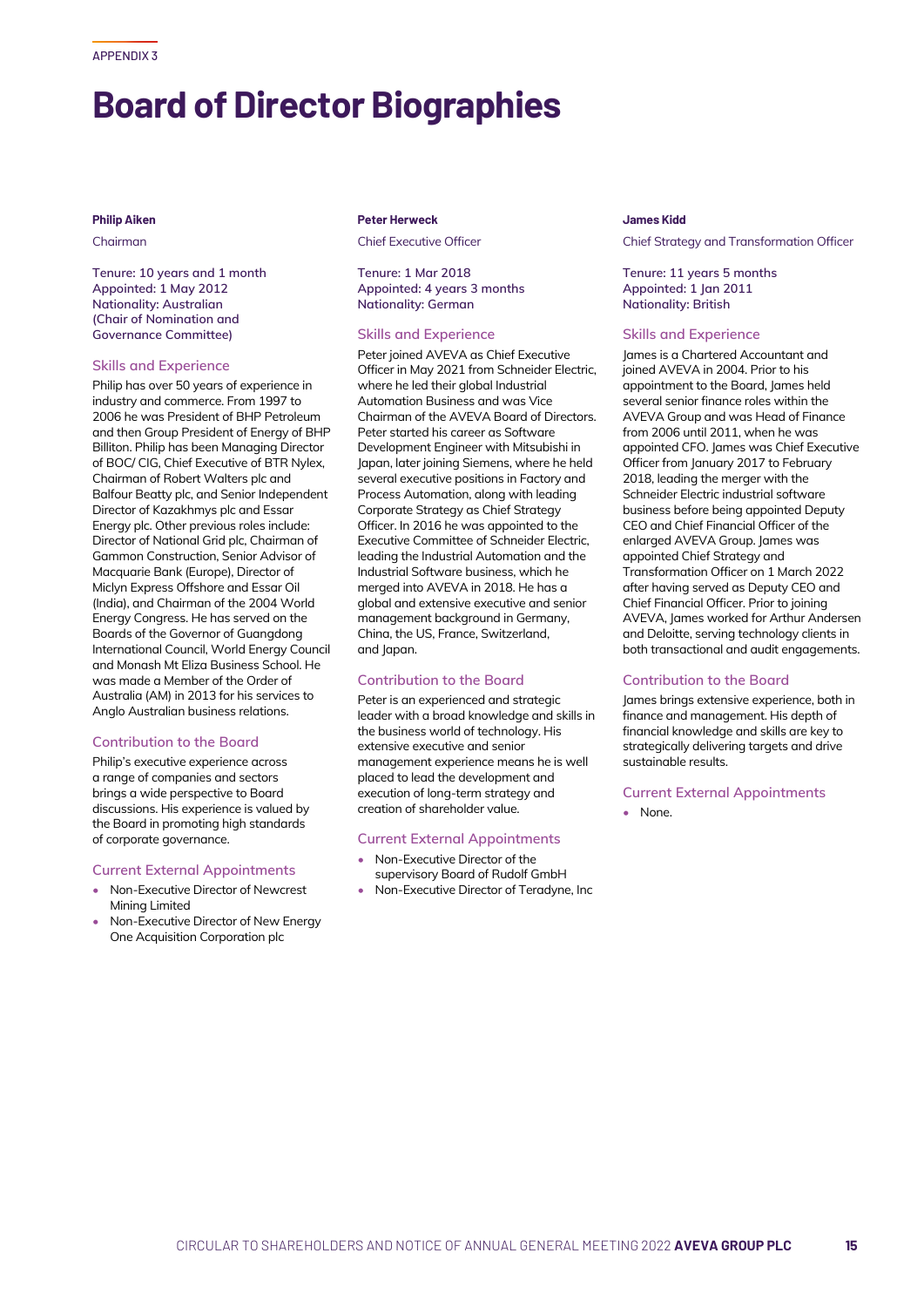APPENDIX 3

# Board of Director Biographies

### Philip Aiken

Chairman

Tenure: 10 years and 1 month
Appointed: 1 May 2012
Nationality: Australian
(Chair of Nomination and Governance Committee)

#### Skills and Experience

Philip has over 50 years of experience in industry and commerce. From 1997 to 2006 he was President of BHP Petroleum and then Group President of Energy of BHP Billiton. Philip has been Managing Director of BOC/ CIG, Chief Executive of BTR Nylex, Chairman of Robert Walters plc and Balfour Beatty plc, and Senior Independent Director of Kazakhmys plc and Essar Energy plc. Other previous roles include: Director of National Grid plc, Chairman of Gammon Construction, Senior Advisor of Macquarie Bank (Europe), Director of Miclyn Express Offshore and Essar Oil (India), and Chairman of the 2004 World Energy Congress. He has served on the Boards of the Governor of Guangdong International Council, World Energy Council and Monash Mt Eliza Business School. He was made a Member of the Order of Australia (AM) in 2013 for his services to Anglo Australian business relations.

#### Contribution to the Board

Philip's executive experience across a range of companies and sectors brings a wide perspective to Board discussions. His experience is valued by the Board in promoting high standards of corporate governance.

#### Current External Appointments

- Non-Executive Director of Newcrest Mining Limited
- Non-Executive Director of New Energy One Acquisition Corporation plc

### Peter Herweck

Chief Executive Officer

Tenure: 1 Mar 2018
Appointed: 4 years 3 months
Nationality: German

#### Skills and Experience

Peter joined AVEVA as Chief Executive Officer in May 2021 from Schneider Electric, where he led their global Industrial Automation Business and was Vice Chairman of the AVEVA Board of Directors. Peter started his career as Software Development Engineer with Mitsubishi in Japan, later joining Siemens, where he held several executive positions in Factory and Process Automation, along with leading Corporate Strategy as Chief Strategy Officer. In 2016 he was appointed to the Executive Committee of Schneider Electric, leading the Industrial Automation and the Industrial Software business, which he merged into AVEVA in 2018. He has a global and extensive executive and senior management background in Germany, China, the US, France, Switzerland, and Japan.

#### Contribution to the Board

Peter is an experienced and strategic leader with a broad knowledge and skills in the business world of technology. His extensive executive and senior management experience means he is well placed to lead the development and execution of long-term strategy and creation of shareholder value.

#### Current External Appointments

- Non-Executive Director of the supervisory Board of Rudolf GmbH
- Non-Executive Director of Teradyne, Inc

### James Kidd

Chief Strategy and Transformation Officer

Tenure: 11 years 5 months
Appointed: 1 Jan 2011
Nationality: British

#### Skills and Experience

James is a Chartered Accountant and joined AVEVA in 2004. Prior to his appointment to the Board, James held several senior finance roles within the AVEVA Group and was Head of Finance from 2006 until 2011, when he was appointed CFO. James was Chief Executive Officer from January 2017 to February 2018, leading the merger with the Schneider Electric industrial software business before being appointed Deputy CEO and Chief Financial Officer of the enlarged AVEVA Group. James was appointed Chief Strategy and Transformation Officer on 1 March 2022 after having served as Deputy CEO and Chief Financial Officer. Prior to joining AVEVA, James worked for Arthur Andersen and Deloitte, serving technology clients in both transactional and audit engagements.

#### Contribution to the Board

James brings extensive experience, both in finance and management. His depth of financial knowledge and skills are key to strategically delivering targets and drive sustainable results.

#### Current External Appointments

- None.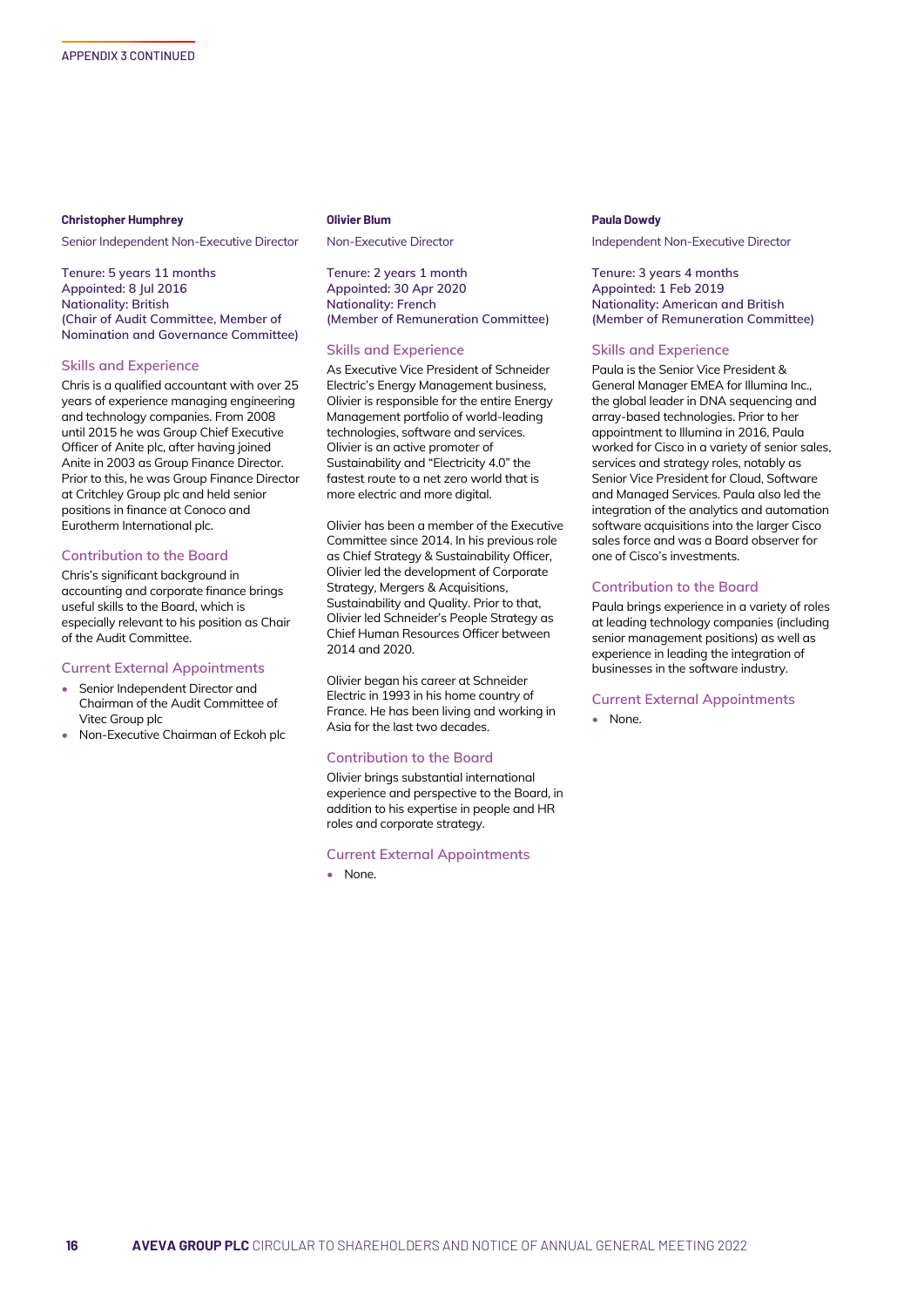APPENDIX 3 CONTINUED

### Christopher Humphrey

Senior Independent Non-Executive Director

Tenure: 5 years 11 months
Appointed: 8 Jul 2016
Nationality: British
(Chair of Audit Committee, Member of Nomination and Governance Committee)

#### Skills and Experience

Chris is a qualified accountant with over 25 years of experience managing engineering and technology companies. From 2008 until 2015 he was Group Chief Executive Officer of Anite plc, after having joined Anite in 2003 as Group Finance Director. Prior to this, he was Group Finance Director at Critchley Group plc and held senior positions in finance at Conoco and Eurotherm International plc.

#### Contribution to the Board

Chris's significant background in accounting and corporate finance brings useful skills to the Board, which is especially relevant to his position as Chair of the Audit Committee.

#### Current External Appointments

- Senior Independent Director and Chairman of the Audit Committee of Vitec Group plc
- Non-Executive Chairman of Eckoh plc

### Olivier Blum

Non-Executive Director

Tenure: 2 years 1 month
Appointed: 30 Apr 2020
Nationality: French
(Member of Remuneration Committee)

#### Skills and Experience

As Executive Vice President of Schneider Electric's Energy Management business, Olivier is responsible for the entire Energy Management portfolio of world-leading technologies, software and services. Olivier is an active promoter of Sustainability and "Electricity 4.0" the fastest route to a net zero world that is more electric and more digital.

Olivier has been a member of the Executive Committee since 2014. In his previous role as Chief Strategy & Sustainability Officer, Olivier led the development of Corporate Strategy, Mergers & Acquisitions, Sustainability and Quality. Prior to that, Olivier led Schneider's People Strategy as Chief Human Resources Officer between 2014 and 2020.

Olivier began his career at Schneider Electric in 1993 in his home country of France. He has been living and working in Asia for the last two decades.

#### Contribution to the Board

Olivier brings substantial international experience and perspective to the Board, in addition to his expertise in people and HR roles and corporate strategy.

#### Current External Appointments

- None.

### Paula Dowdy

Independent Non-Executive Director

Tenure: 3 years 4 months
Appointed: 1 Feb 2019
Nationality: American and British
(Member of Remuneration Committee)

#### Skills and Experience

Paula is the Senior Vice President & General Manager EMEA for Illumina Inc., the global leader in DNA sequencing and array-based technologies. Prior to her appointment to Illumina in 2016, Paula worked for Cisco in a variety of senior sales, services and strategy roles, notably as Senior Vice President for Cloud, Software and Managed Services. Paula also led the integration of the analytics and automation software acquisitions into the larger Cisco sales force and was a Board observer for one of Cisco's investments.

#### Contribution to the Board

Paula brings experience in a variety of roles at leading technology companies (including senior management positions) as well as experience in leading the integration of businesses in the software industry.

#### Current External Appointments

- None.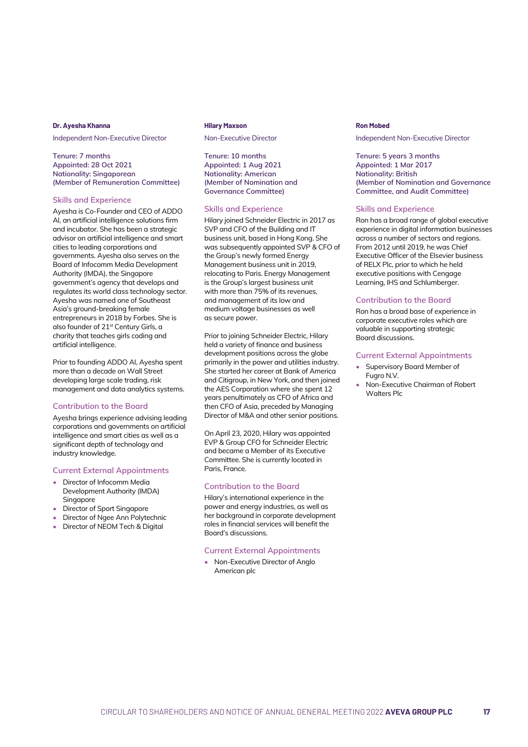**Dr. Ayesha Khanna**

Independent Non-Executive Director

Tenure: 7 months
Appointed: 28 Oct 2021
Nationality: Singaporean
(Member of Remuneration Committee)

### Skills and Experience

Ayesha is Co-Founder and CEO of ADDO AI, an artificial intelligence solutions firm and incubator. She has been a strategic advisor on artificial intelligence and smart cities to leading corporations and governments. Ayesha also serves on the Board of Infocomm Media Development Authority (IMDA), the Singapore government's agency that develops and regulates its world class technology sector. Ayesha was named one of Southeast Asia's ground-breaking female entrepreneurs in 2018 by Forbes. She is also founder of 21st Century Girls, a charity that teaches girls coding and artificial intelligence.

Prior to founding ADDO AI, Ayesha spent more than a decade on Wall Street developing large scale trading, risk management and data analytics systems.

### Contribution to the Board

Ayesha brings experience advising leading corporations and governments on artificial intelligence and smart cities as well as a significant depth of technology and industry knowledge.

### Current External Appointments

- Director of Infocomm Media Development Authority (IMDA) Singapore
- Director of Sport Singapore
- Director of Ngee Ann Polytechnic
- Director of NEOM Tech & Digital

**Hilary Maxson**

Non-Executive Director

Tenure: 10 months
Appointed: 1 Aug 2021
Nationality: American
(Member of Nomination and Governance Committee)

### Skills and Experience

Hilary joined Schneider Electric in 2017 as SVP and CFO of the Building and IT business unit, based in Hong Kong. She was subsequently appointed SVP & CFO of the Group's newly formed Energy Management business unit in 2019, relocating to Paris. Energy Management is the Group's largest business unit with more than 75% of its revenues, and management of its low and medium voltage businesses as well as secure power.

Prior to joining Schneider Electric, Hilary held a variety of finance and business development positions across the globe primarily in the power and utilities industry. She started her career at Bank of America and Citigroup, in New York, and then joined the AES Corporation where she spent 12 years penultimately as CFO of Africa and then CFO of Asia, preceded by Managing Director of M&A and other senior positions.

On April 23, 2020, Hilary was appointed EVP & Group CFO for Schneider Electric and became a Member of its Executive Committee. She is currently located in Paris, France.

### Contribution to the Board

Hilary's international experience in the power and energy industries, as well as her background in corporate development roles in financial services will benefit the Board's discussions.

### Current External Appointments

- Non-Executive Director of Anglo American plc

**Ron Mobed**

Independent Non-Executive Director

Tenure: 5 years 3 months
Appointed: 1 Mar 2017
Nationality: British
(Member of Nomination and Governance Committee, and Audit Committee)

### Skills and Experience

Ron has a broad range of global executive experience in digital information businesses across a number of sectors and regions. From 2012 until 2019, he was Chief Executive Officer of the Elsevier business of RELX Plc, prior to which he held executive positions with Cengage Learning, IHS and Schlumberger.

### Contribution to the Board

Ron has a broad base of experience in corporate executive roles which are valuable in supporting strategic Board discussions.

### Current External Appointments

- Supervisory Board Member of Fugro N.V.
- Non-Executive Chairman of Robert Walters Plc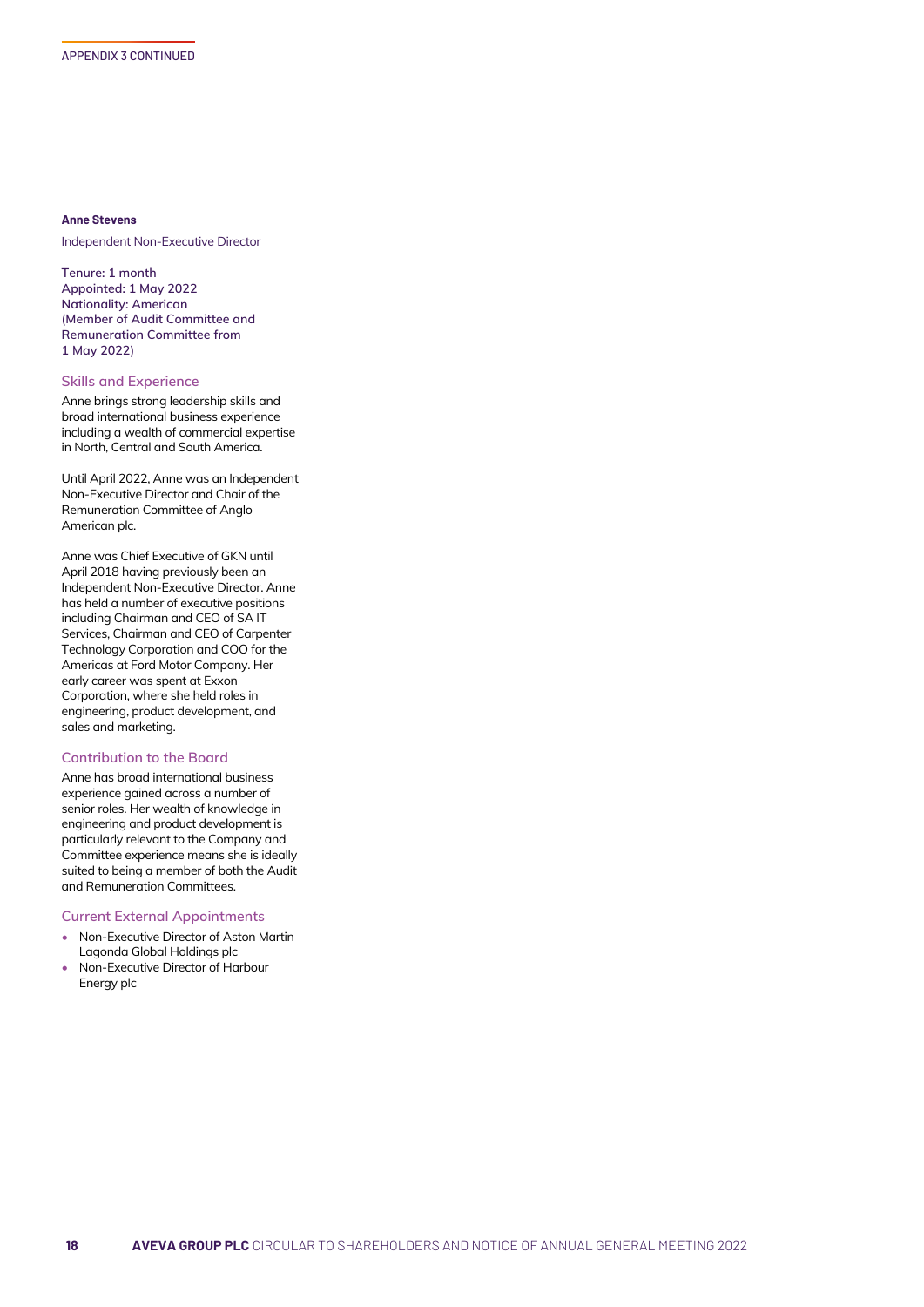### Anne Stevens

Independent Non-Executive Director

**Tenure: 1 month**
**Appointed: 1 May 2022**
**Nationality: American**
**(Member of Audit Committee and Remuneration Committee from 1 May 2022)**

#### Skills and Experience

Anne brings strong leadership skills and broad international business experience including a wealth of commercial expertise in North, Central and South America.

Until April 2022, Anne was an Independent Non-Executive Director and Chair of the Remuneration Committee of Anglo American plc.

Anne was Chief Executive of GKN until April 2018 having previously been an Independent Non-Executive Director. Anne has held a number of executive positions including Chairman and CEO of SA IT Services, Chairman and CEO of Carpenter Technology Corporation and COO for the Americas at Ford Motor Company. Her early career was spent at Exxon Corporation, where she held roles in engineering, product development, and sales and marketing.

#### Contribution to the Board

Anne has broad international business experience gained across a number of senior roles. Her wealth of knowledge in engineering and product development is particularly relevant to the Company and Committee experience means she is ideally suited to being a member of both the Audit and Remuneration Committees.

#### Current External Appointments

- Non-Executive Director of Aston Martin Lagonda Global Holdings plc
- Non-Executive Director of Harbour Energy plc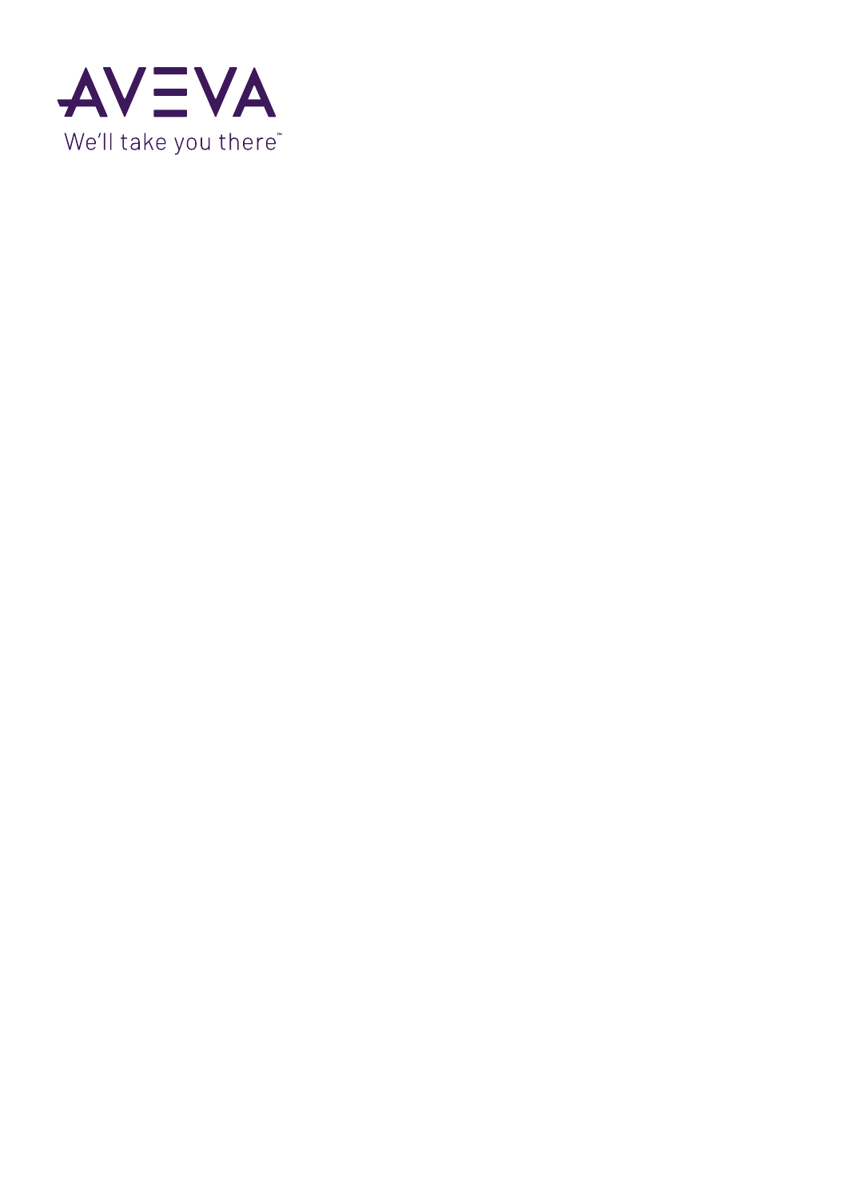AVEVA

We'll take you there™